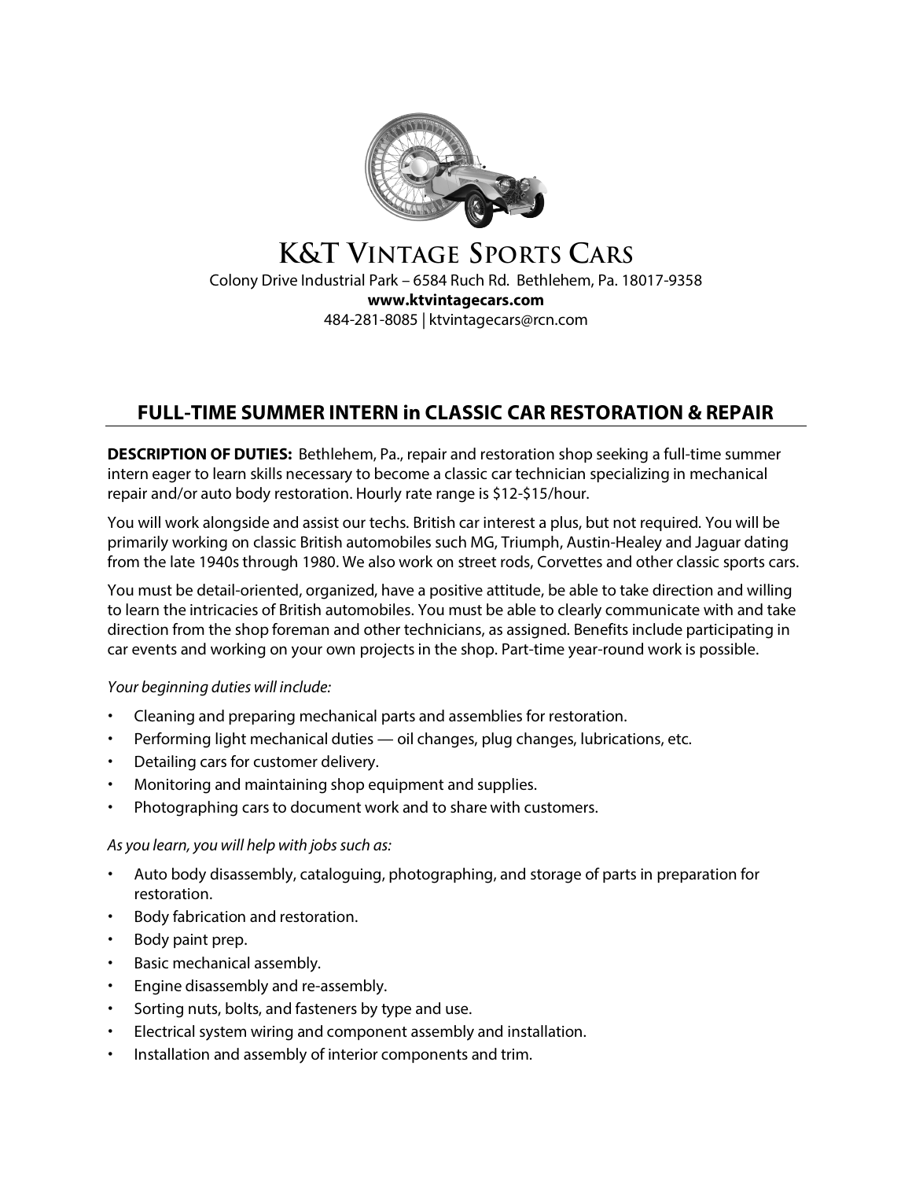# K&T Vintage Sports Cars

Colony Drive Industrial Park – 6584 Ruch Rd. Bethlehem, Pa. 18017-9358

**www.ktvintagecars.com**

484-281-8085 | ktvintagecars@rcn.com

## FULL-TIME SUMMER INTERN in CLASSIC CAR RESTORATION & REPAIR

**DESCRIPTION OF DUTIES:** Bethlehem, Pa., repair and restoration shop seeking a full-time summer intern eager to learn skills necessary to become a classic car technician specializing in mechanical repair and/or auto body restoration. Hourly rate range is $12-$15/hour.

You will work alongside and assist our techs. British car interest a plus, but not required. You will be primarily working on classic British automobiles such MG, Triumph, Austin-Healey and Jaguar dating from the late 1940s through 1980. We also work on street rods, Corvettes and other classic sports cars.

You must be detail-oriented, organized, have a positive attitude, be able to take direction and willing to learn the intricacies of British automobiles. You must be able to clearly communicate with and take direction from the shop foreman and other technicians, as assigned. Benefits include participating in car events and working on your own projects in the shop. Part-time year-round work is possible.

*Your beginning duties will include:*

- Cleaning and preparing mechanical parts and assemblies for restoration.
- Performing light mechanical duties — oil changes, plug changes, lubrications, etc.
- Detailing cars for customer delivery.
- Monitoring and maintaining shop equipment and supplies.
- Photographing cars to document work and to share with customers.

*As you learn, you will help with jobs such as:*

- Auto body disassembly, cataloguing, photographing, and storage of parts in preparation for restoration.
- Body fabrication and restoration.
- Body paint prep.
- Basic mechanical assembly.
- Engine disassembly and re-assembly.
- Sorting nuts, bolts, and fasteners by type and use.
- Electrical system wiring and component assembly and installation.
- Installation and assembly of interior components and trim.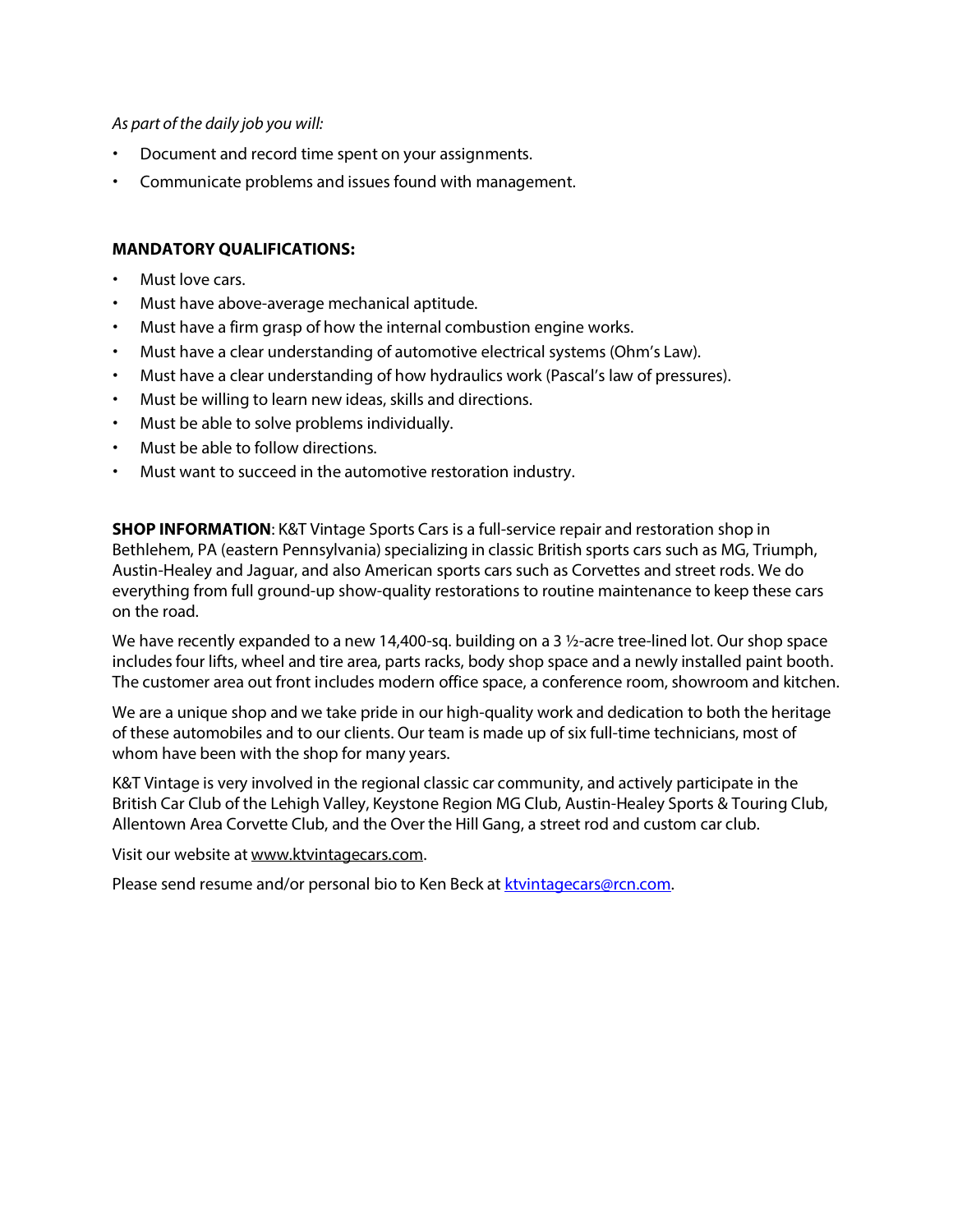*As part of the daily job you will:*

- Document and record time spent on your assignments.
- Communicate problems and issues found with management.

**MANDATORY QUALIFICATIONS:**

- Must love cars.
- Must have above-average mechanical aptitude.
- Must have a firm grasp of how the internal combustion engine works.
- Must have a clear understanding of automotive electrical systems (Ohm's Law).
- Must have a clear understanding of how hydraulics work (Pascal's law of pressures).
- Must be willing to learn new ideas, skills and directions.
- Must be able to solve problems individually.
- Must be able to follow directions.
- Must want to succeed in the automotive restoration industry.

**SHOP INFORMATION**: K&T Vintage Sports Cars is a full-service repair and restoration shop in Bethlehem, PA (eastern Pennsylvania) specializing in classic British sports cars such as MG, Triumph, Austin-Healey and Jaguar, and also American sports cars such as Corvettes and street rods. We do everything from full ground-up show-quality restorations to routine maintenance to keep these cars on the road.

We have recently expanded to a new 14,400-sq. building on a 3 ½-acre tree-lined lot. Our shop space includes four lifts, wheel and tire area, parts racks, body shop space and a newly installed paint booth. The customer area out front includes modern office space, a conference room, showroom and kitchen.

We are a unique shop and we take pride in our high-quality work and dedication to both the heritage of these automobiles and to our clients. Our team is made up of six full-time technicians, most of whom have been with the shop for many years.

K&T Vintage is very involved in the regional classic car community, and actively participate in the British Car Club of the Lehigh Valley, Keystone Region MG Club, Austin-Healey Sports & Touring Club, Allentown Area Corvette Club, and the Over the Hill Gang, a street rod and custom car club.

Visit our website at www.ktvintagecars.com.

Please send resume and/or personal bio to Ken Beck at ktvintagecars@rcn.com.